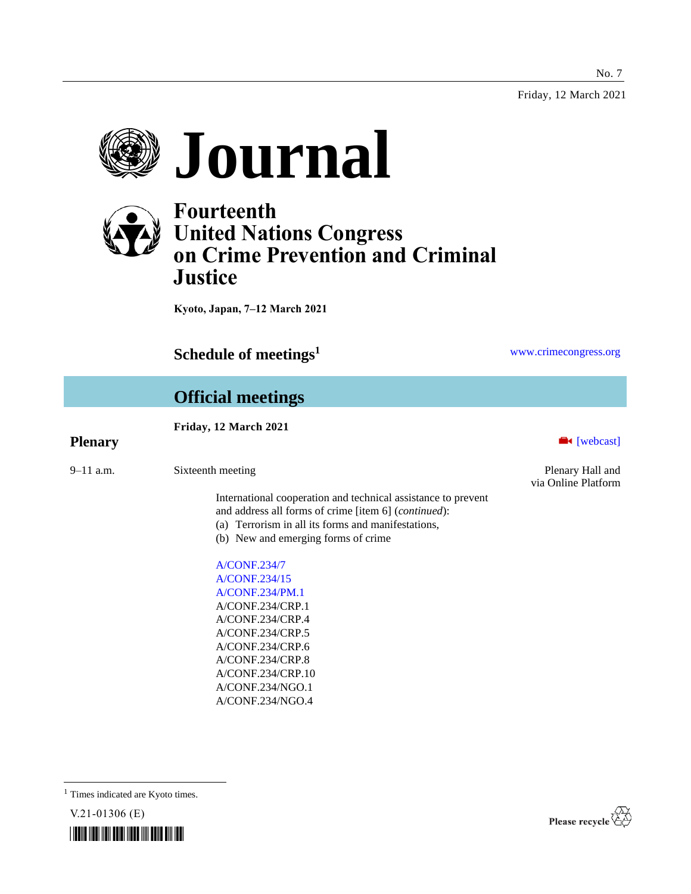No. 7

Friday, 12 March 2021

# Journal

## Fourteenth United Nations Congress on Crime Prevention and Criminal Justice

**Kyoto, Japan, 7–12 March 2021**

## Schedule of meetings[1]

www.crimecongress.org

## Official meetings

**Friday, 12 March 2021**

### Plenary

[webcast]

9–11 a.m. Sixteenth meeting

Plenary Hall and via Online Platform

International cooperation and technical assistance to prevent and address all forms of crime [item 6] (*continued*):

(a) Terrorism in all its forms and manifestations,

(b) New and emerging forms of crime

A/CONF.234/7
A/CONF.234/15
A/CONF.234/PM.1
A/CONF.234/CRP.1
A/CONF.234/CRP.4
A/CONF.234/CRP.5
A/CONF.234/CRP.6
A/CONF.234/CRP.8
A/CONF.234/CRP.10
A/CONF.234/NGO.1
A/CONF.234/NGO.4

[1] Times indicated are Kyoto times.

V.21-01306 (E)

Please recycle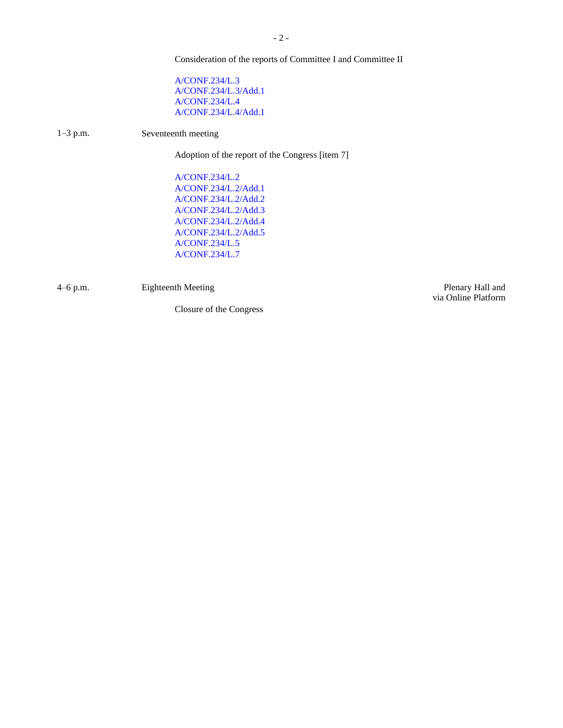Consideration of the reports of Committee I and Committee II

A/CONF.234/L.3
A/CONF.234/L.3/Add.1
A/CONF.234/L.4
A/CONF.234/L.4/Add.1

1–3 p.m. Seventeenth meeting

Adoption of the report of the Congress [item 7]

A/CONF.234/L.2
A/CONF.234/L.2/Add.1
A/CONF.234/L.2/Add.2
A/CONF.234/L.2/Add.3
A/CONF.234/L.2/Add.4
A/CONF.234/L.2/Add.5
A/CONF.234/L.5
A/CONF.234/L.7

4–6 p.m. Eighteenth Meeting — Plenary Hall and via Online Platform

Closure of the Congress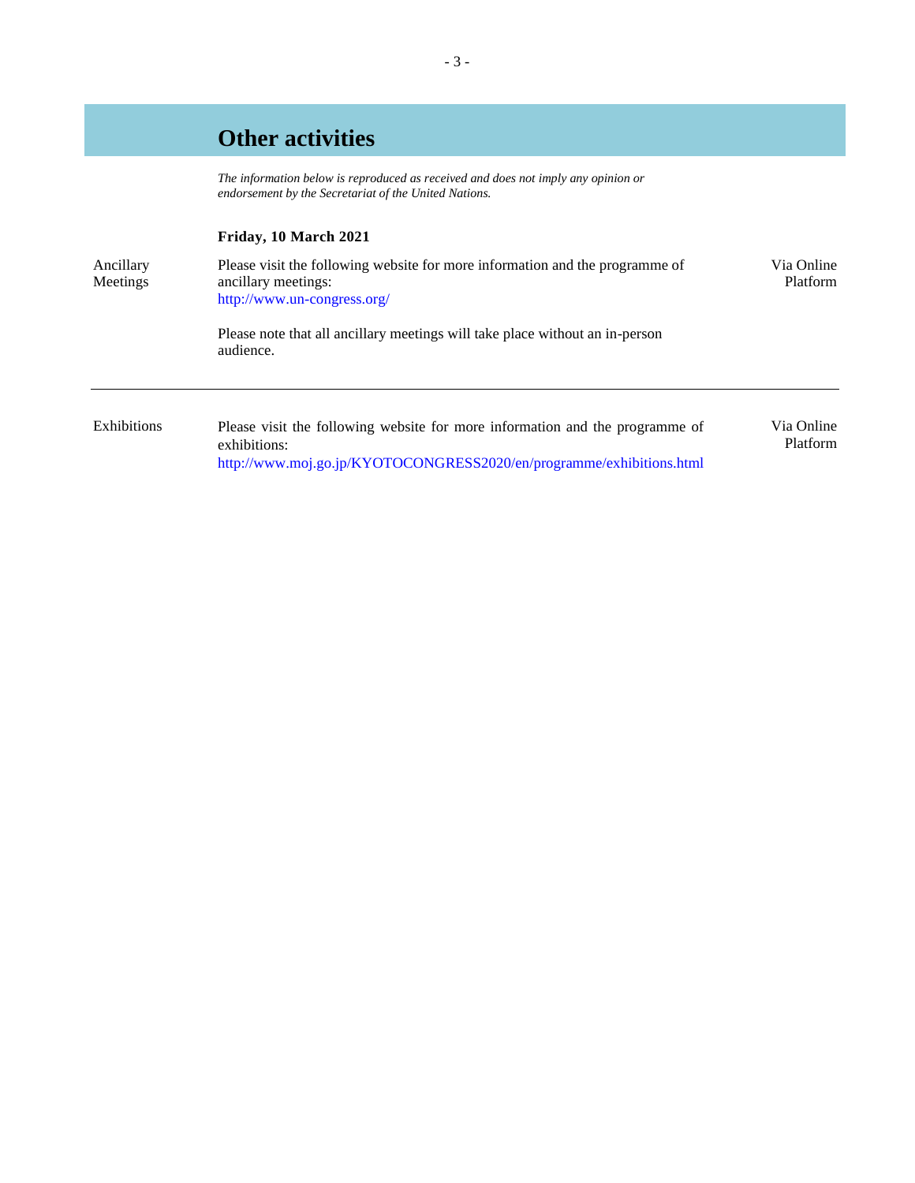## Other activities

*The information below is reproduced as received and does not imply any opinion or endorsement by the Secretariat of the United Nations.*

**Friday, 10 March 2021**

| | | |
|---|---|---|
| Ancillary Meetings | Please visit the following website for more information and the programme of ancillary meetings: http://www.un-congress.org/<br><br>Please note that all ancillary meetings will take place without an in-person audience. | Via Online Platform |
| Exhibitions | Please visit the following website for more information and the programme of exhibitions: http://www.moj.go.jp/KYOTOCONGRESS2020/en/programme/exhibitions.html | Via Online Platform |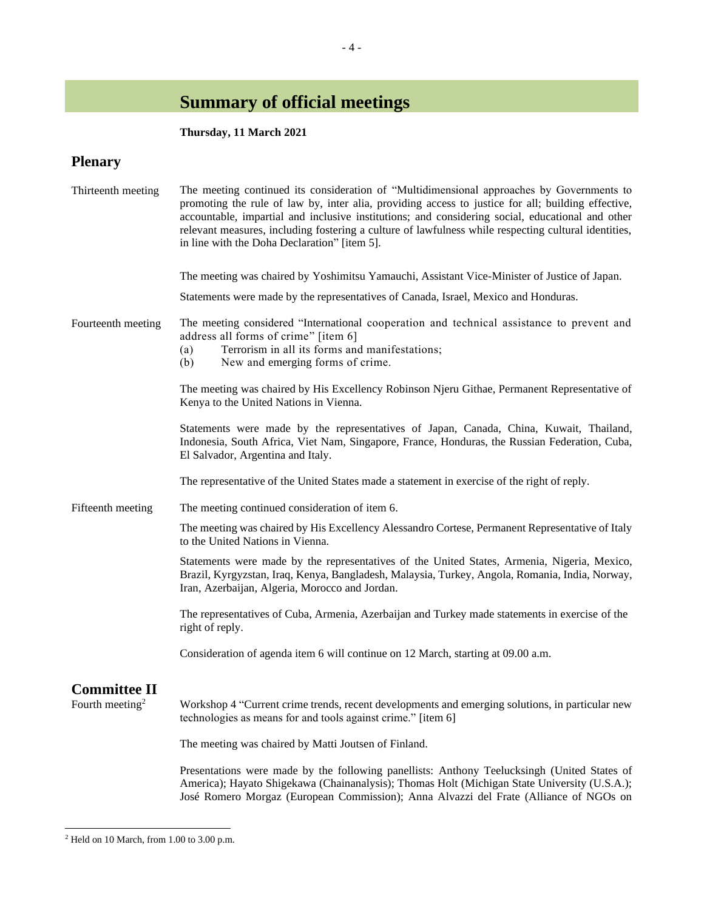# Summary of official meetings

**Thursday, 11 March 2021**

## Plenary

Thirteenth meeting

The meeting continued its consideration of "Multidimensional approaches by Governments to promoting the rule of law by, inter alia, providing access to justice for all; building effective, accountable, impartial and inclusive institutions; and considering social, educational and other relevant measures, including fostering a culture of lawfulness while respecting cultural identities, in line with the Doha Declaration" [item 5].

The meeting was chaired by Yoshimitsu Yamauchi, Assistant Vice-Minister of Justice of Japan.

Statements were made by the representatives of Canada, Israel, Mexico and Honduras.

Fourteenth meeting

The meeting considered "International cooperation and technical assistance to prevent and address all forms of crime" [item 6]

(a) Terrorism in all its forms and manifestations;
(b) New and emerging forms of crime.

The meeting was chaired by His Excellency Robinson Njeru Githae, Permanent Representative of Kenya to the United Nations in Vienna.

Statements were made by the representatives of Japan, Canada, China, Kuwait, Thailand, Indonesia, South Africa, Viet Nam, Singapore, France, Honduras, the Russian Federation, Cuba, El Salvador, Argentina and Italy.

The representative of the United States made a statement in exercise of the right of reply.

Fifteenth meeting

The meeting continued consideration of item 6.

The meeting was chaired by His Excellency Alessandro Cortese, Permanent Representative of Italy to the United Nations in Vienna.

Statements were made by the representatives of the United States, Armenia, Nigeria, Mexico, Brazil, Kyrgyzstan, Iraq, Kenya, Bangladesh, Malaysia, Turkey, Angola, Romania, India, Norway, Iran, Azerbaijan, Algeria, Morocco and Jordan.

The representatives of Cuba, Armenia, Azerbaijan and Turkey made statements in exercise of the right of reply.

Consideration of agenda item 6 will continue on 12 March, starting at 09.00 a.m.

## Committee II

Fourth meeting[2]

Workshop 4 "Current crime trends, recent developments and emerging solutions, in particular new technologies as means for and tools against crime." [item 6]

The meeting was chaired by Matti Joutsen of Finland.

Presentations were made by the following panellists: Anthony Teelucksingh (United States of America); Hayato Shigekawa (Chainanalysis); Thomas Holt (Michigan State University (U.S.A.); José Romero Morgaz (European Commission); Anna Alvazzi del Frate (Alliance of NGOs on

[2] Held on 10 March, from 1.00 to 3.00 p.m.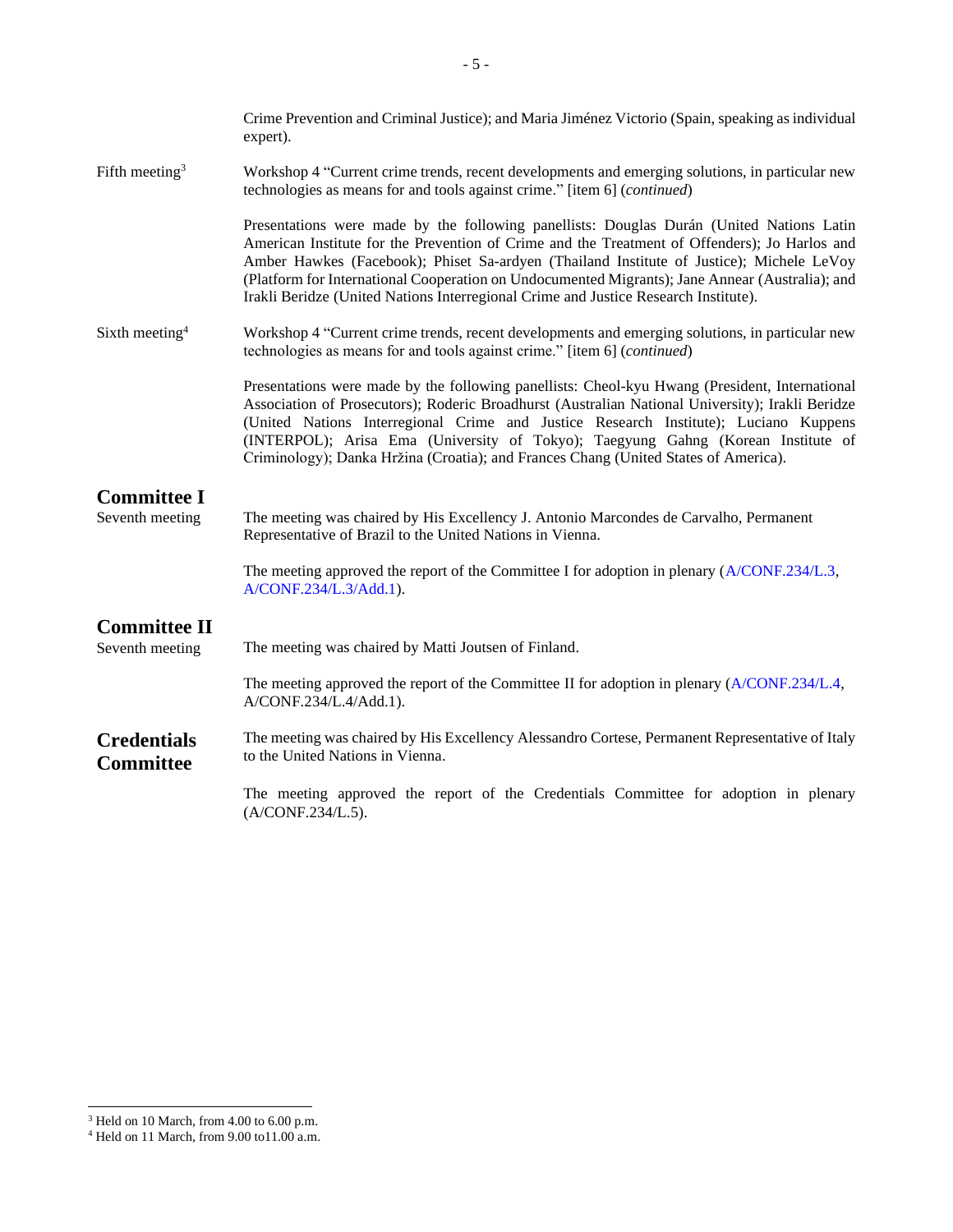Crime Prevention and Criminal Justice); and Maria Jiménez Victorio (Spain, speaking as individual expert).

Fifth meeting[3]

Workshop 4 “Current crime trends, recent developments and emerging solutions, in particular new technologies as means for and tools against crime.” [item 6] (*continued*)

Presentations were made by the following panellists: Douglas Durán (United Nations Latin American Institute for the Prevention of Crime and the Treatment of Offenders); Jo Harlos and Amber Hawkes (Facebook); Phiset Sa-ardyen (Thailand Institute of Justice); Michele LeVoy (Platform for International Cooperation on Undocumented Migrants); Jane Annear (Australia); and Irakli Beridze (United Nations Interregional Crime and Justice Research Institute).

Sixth meeting[4]

Workshop 4 “Current crime trends, recent developments and emerging solutions, in particular new technologies as means for and tools against crime.” [item 6] (*continued*)

Presentations were made by the following panellists: Cheol-kyu Hwang (President, International Association of Prosecutors); Roderic Broadhurst (Australian National University); Irakli Beridze (United Nations Interregional Crime and Justice Research Institute); Luciano Kuppens (INTERPOL); Arisa Ema (University of Tokyo); Taegyung Gahng (Korean Institute of Criminology); Danka Hržina (Croatia); and Frances Chang (United States of America).

## Committee I

Seventh meeting

The meeting was chaired by His Excellency J. Antonio Marcondes de Carvalho, Permanent Representative of Brazil to the United Nations in Vienna.

The meeting approved the report of the Committee I for adoption in plenary (A/CONF.234/L.3, A/CONF.234/L.3/Add.1).

## Committee II

Seventh meeting

The meeting was chaired by Matti Joutsen of Finland.

The meeting approved the report of the Committee II for adoption in plenary (A/CONF.234/L.4, A/CONF.234/L.4/Add.1).

## Credentials Committee

The meeting was chaired by His Excellency Alessandro Cortese, Permanent Representative of Italy to the United Nations in Vienna.

The meeting approved the report of the Credentials Committee for adoption in plenary (A/CONF.234/L.5).

---

[3] Held on 10 March, from 4.00 to 6.00 p.m.

[4] Held on 11 March, from 9.00 to11.00 a.m.